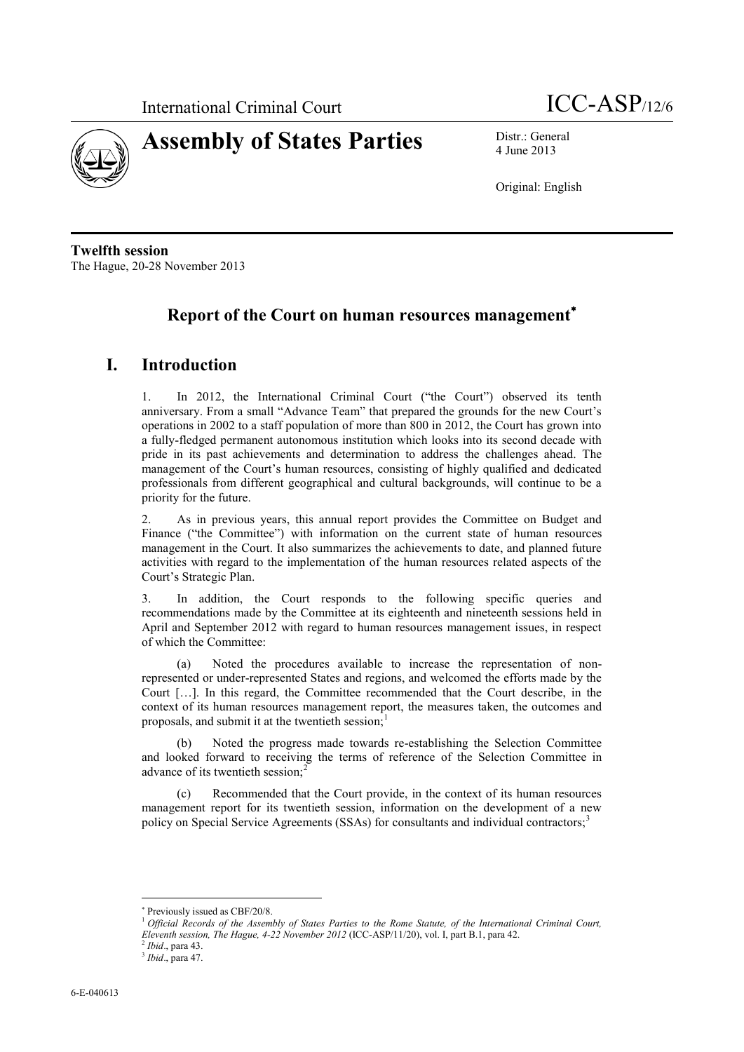International Criminal Court ICC-ASP/12/6

# Assembly of States Parties

Distr.: General
4 June 2013

Original: English

**Twelfth session**
The Hague, 20-28 November 2013

# Report of the Court on human resources management*

## I. Introduction

1. In 2012, the International Criminal Court ("the Court") observed its tenth anniversary. From a small "Advance Team" that prepared the grounds for the new Court's operations in 2002 to a staff population of more than 800 in 2012, the Court has grown into a fully-fledged permanent autonomous institution which looks into its second decade with pride in its past achievements and determination to address the challenges ahead. The management of the Court's human resources, consisting of highly qualified and dedicated professionals from different geographical and cultural backgrounds, will continue to be a priority for the future.

2. As in previous years, this annual report provides the Committee on Budget and Finance ("the Committee") with information on the current state of human resources management in the Court. It also summarizes the achievements to date, and planned future activities with regard to the implementation of the human resources related aspects of the Court's Strategic Plan.

3. In addition, the Court responds to the following specific queries and recommendations made by the Committee at its eighteenth and nineteenth sessions held in April and September 2012 with regard to human resources management issues, in respect of which the Committee:

(a) Noted the procedures available to increase the representation of non-represented or under-represented States and regions, and welcomed the efforts made by the Court […]. In this regard, the Committee recommended that the Court describe, in the context of its human resources management report, the measures taken, the outcomes and proposals, and submit it at the twentieth session;[1]

(b) Noted the progress made towards re-establishing the Selection Committee and looked forward to receiving the terms of reference of the Selection Committee in advance of its twentieth session;[2]

(c) Recommended that the Court provide, in the context of its human resources management report for its twentieth session, information on the development of a new policy on Special Service Agreements (SSAs) for consultants and individual contractors;[3]

---

* Previously issued as CBF/20/8.

[1] *Official Records of the Assembly of States Parties to the Rome Statute, of the International Criminal Court, Eleventh session, The Hague, 4-22 November 2012* (ICC-ASP/11/20), vol. I, part B.1, para 42.

[2] *Ibid*., para 43.

[3] *Ibid*., para 47.

6-E-040613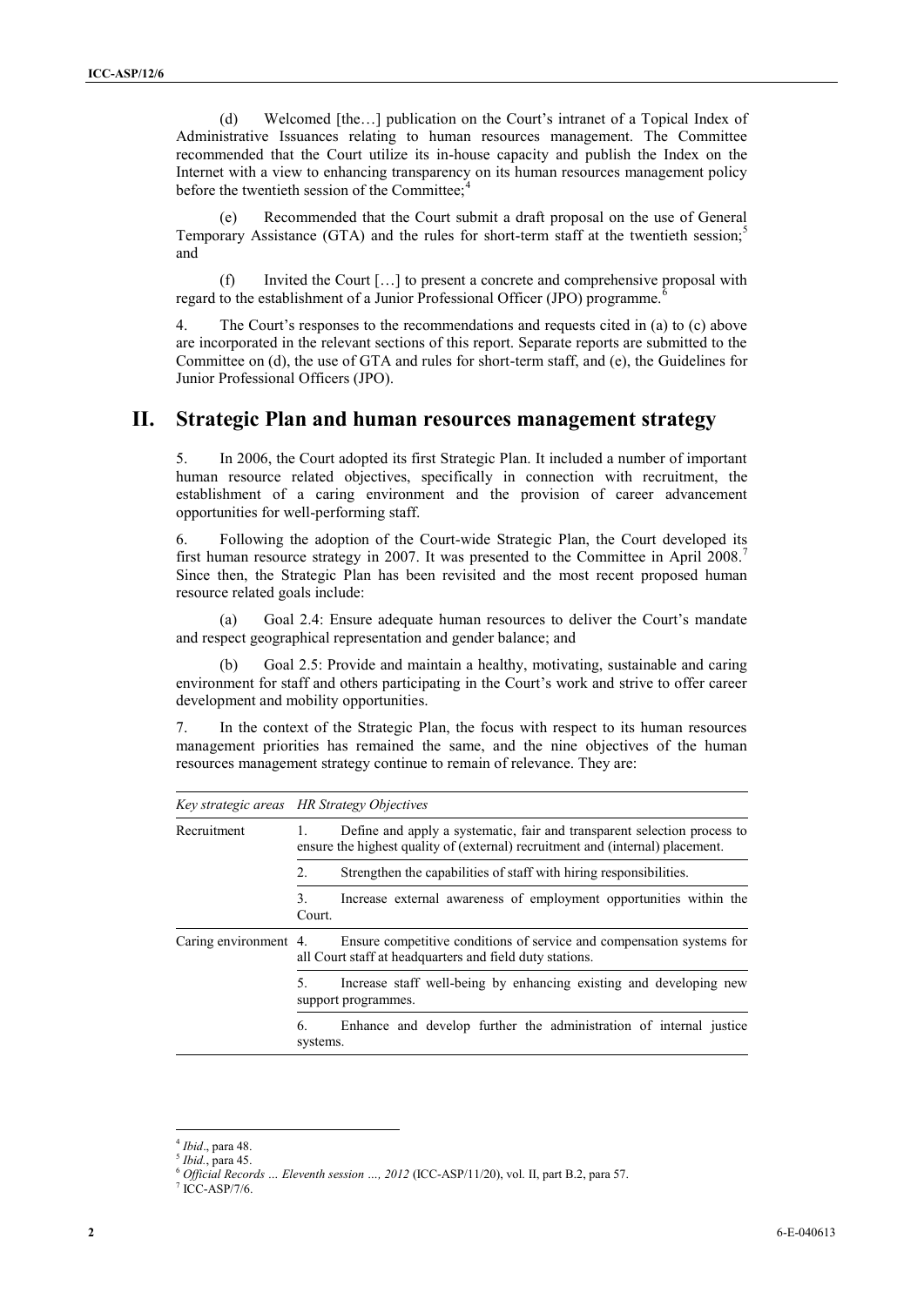(d) Welcomed [the…] publication on the Court's intranet of a Topical Index of Administrative Issuances relating to human resources management. The Committee recommended that the Court utilize its in-house capacity and publish the Index on the Internet with a view to enhancing transparency on its human resources management policy before the twentieth session of the Committee;[4]

(e) Recommended that the Court submit a draft proposal on the use of General Temporary Assistance (GTA) and the rules for short-term staff at the twentieth session;[5] and

(f) Invited the Court […] to present a concrete and comprehensive proposal with regard to the establishment of a Junior Professional Officer (JPO) programme.[6]

4. The Court's responses to the recommendations and requests cited in (a) to (c) above are incorporated in the relevant sections of this report. Separate reports are submitted to the Committee on (d), the use of GTA and rules for short-term staff, and (e), the Guidelines for Junior Professional Officers (JPO).

# II. Strategic Plan and human resources management strategy

5. In 2006, the Court adopted its first Strategic Plan. It included a number of important human resource related objectives, specifically in connection with recruitment, the establishment of a caring environment and the provision of career advancement opportunities for well-performing staff.

6. Following the adoption of the Court-wide Strategic Plan, the Court developed its first human resource strategy in 2007. It was presented to the Committee in April 2008.[7] Since then, the Strategic Plan has been revisited and the most recent proposed human resource related goals include:

(a) Goal 2.4: Ensure adequate human resources to deliver the Court's mandate and respect geographical representation and gender balance; and

(b) Goal 2.5: Provide and maintain a healthy, motivating, sustainable and caring environment for staff and others participating in the Court's work and strive to offer career development and mobility opportunities.

7. In the context of the Strategic Plan, the focus with respect to its human resources management priorities has remained the same, and the nine objectives of the human resources management strategy continue to remain of relevance. They are:

| *Key strategic areas* | *HR Strategy Objectives* |
|---|---|
| Recruitment | 1. Define and apply a systematic, fair and transparent selection process to ensure the highest quality of (external) recruitment and (internal) placement. |
| | 2. Strengthen the capabilities of staff with hiring responsibilities. |
| | 3. Increase external awareness of employment opportunities within the Court. |
| Caring environment | 4. Ensure competitive conditions of service and compensation systems for all Court staff at headquarters and field duty stations. |
| | 5. Increase staff well-being by enhancing existing and developing new support programmes. |
| | 6. Enhance and develop further the administration of internal justice systems. |

[4] *Ibid*., para 48.
[5] *Ibid*., para 45.
[6] *Official Records … Eleventh session …, 2012* (ICC-ASP/11/20), vol. II, part B.2, para 57.
[7] ICC-ASP/7/6.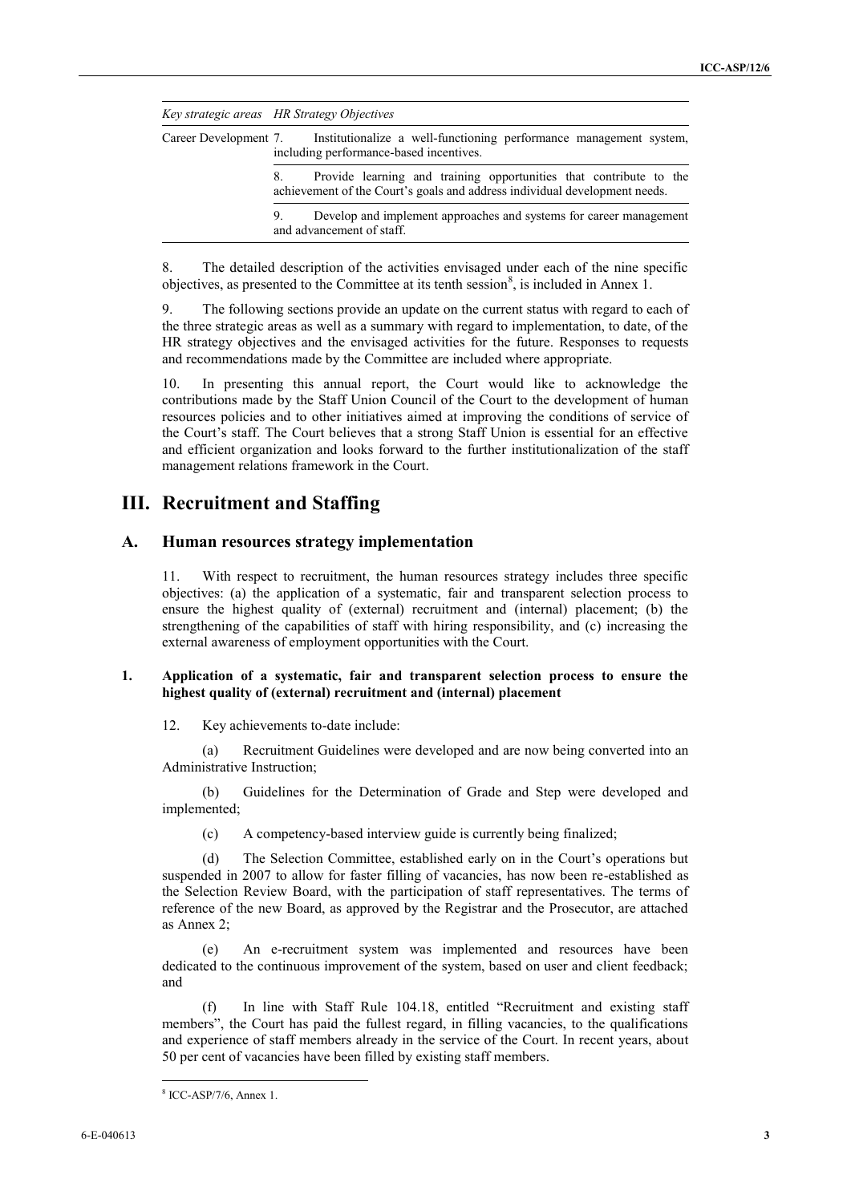| *Key strategic areas* | *HR Strategy Objectives* |
| --- | --- |
| Career Development | 7. Institutionalize a well-functioning performance management system, including performance-based incentives. |
| | 8. Provide learning and training opportunities that contribute to the achievement of the Court's goals and address individual development needs. |
| | 9. Develop and implement approaches and systems for career management and advancement of staff. |

8. The detailed description of the activities envisaged under each of the nine specific objectives, as presented to the Committee at its tenth session[8], is included in Annex 1.

9. The following sections provide an update on the current status with regard to each of the three strategic areas as well as a summary with regard to implementation, to date, of the HR strategy objectives and the envisaged activities for the future. Responses to requests and recommendations made by the Committee are included where appropriate.

10. In presenting this annual report, the Court would like to acknowledge the contributions made by the Staff Union Council of the Court to the development of human resources policies and to other initiatives aimed at improving the conditions of service of the Court's staff. The Court believes that a strong Staff Union is essential for an effective and efficient organization and looks forward to the further institutionalization of the staff management relations framework in the Court.

# III. Recruitment and Staffing

## A. Human resources strategy implementation

11. With respect to recruitment, the human resources strategy includes three specific objectives: (a) the application of a systematic, fair and transparent selection process to ensure the highest quality of (external) recruitment and (internal) placement; (b) the strengthening of the capabilities of staff with hiring responsibility, and (c) increasing the external awareness of employment opportunities with the Court.

### 1. Application of a systematic, fair and transparent selection process to ensure the highest quality of (external) recruitment and (internal) placement

12. Key achievements to-date include:

(a) Recruitment Guidelines were developed and are now being converted into an Administrative Instruction;

(b) Guidelines for the Determination of Grade and Step were developed and implemented;

(c) A competency-based interview guide is currently being finalized;

(d) The Selection Committee, established early on in the Court's operations but suspended in 2007 to allow for faster filling of vacancies, has now been re-established as the Selection Review Board, with the participation of staff representatives. The terms of reference of the new Board, as approved by the Registrar and the Prosecutor, are attached as Annex 2;

(e) An e-recruitment system was implemented and resources have been dedicated to the continuous improvement of the system, based on user and client feedback; and

(f) In line with Staff Rule 104.18, entitled "Recruitment and existing staff members", the Court has paid the fullest regard, in filling vacancies, to the qualifications and experience of staff members already in the service of the Court. In recent years, about 50 per cent of vacancies have been filled by existing staff members.

[8] ICC-ASP/7/6, Annex 1.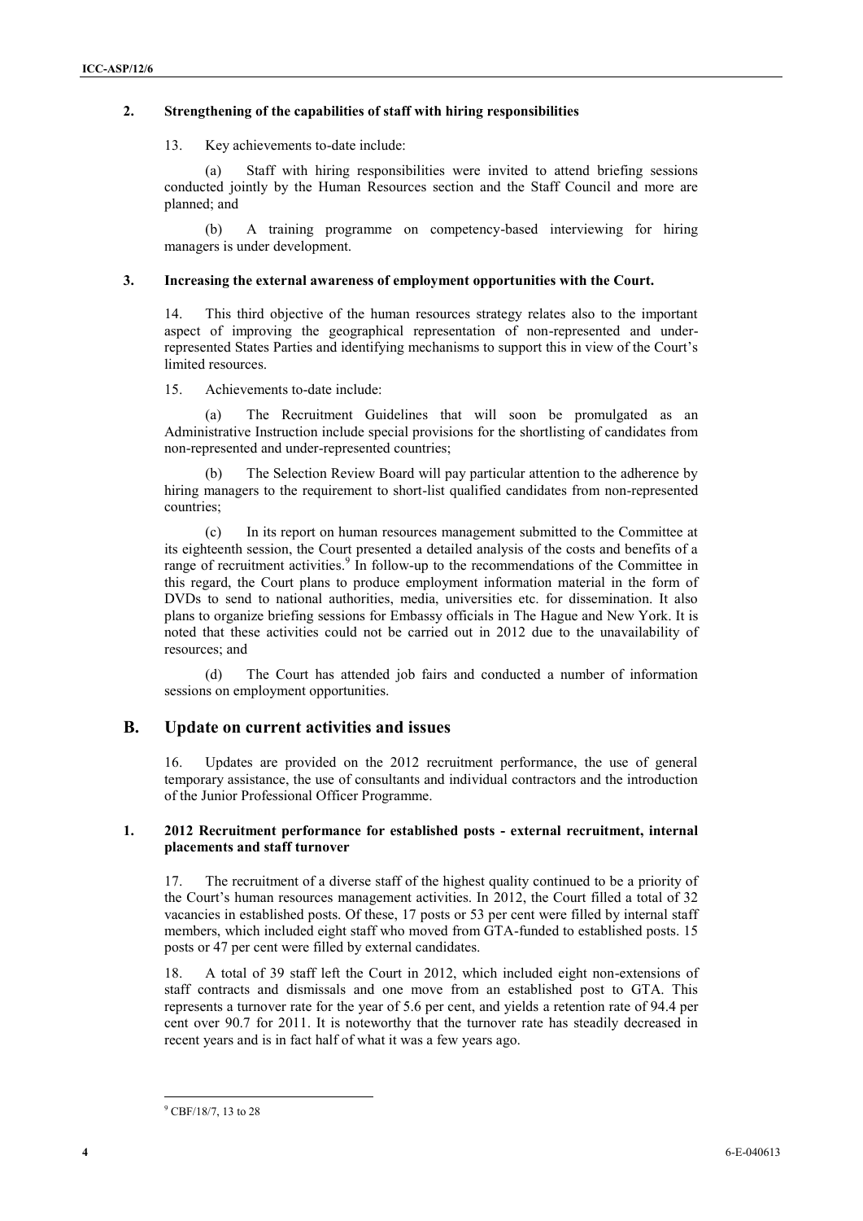### 2. Strengthening of the capabilities of staff with hiring responsibilities

13. Key achievements to-date include:

(a) Staff with hiring responsibilities were invited to attend briefing sessions conducted jointly by the Human Resources section and the Staff Council and more are planned; and

(b) A training programme on competency-based interviewing for hiring managers is under development.

### 3. Increasing the external awareness of employment opportunities with the Court.

14. This third objective of the human resources strategy relates also to the important aspect of improving the geographical representation of non-represented and under-represented States Parties and identifying mechanisms to support this in view of the Court's limited resources.

15. Achievements to-date include:

(a) The Recruitment Guidelines that will soon be promulgated as an Administrative Instruction include special provisions for the shortlisting of candidates from non-represented and under-represented countries;

(b) The Selection Review Board will pay particular attention to the adherence by hiring managers to the requirement to short-list qualified candidates from non-represented countries;

(c) In its report on human resources management submitted to the Committee at its eighteenth session, the Court presented a detailed analysis of the costs and benefits of a range of recruitment activities.[9] In follow-up to the recommendations of the Committee in this regard, the Court plans to produce employment information material in the form of DVDs to send to national authorities, media, universities etc. for dissemination. It also plans to organize briefing sessions for Embassy officials in The Hague and New York. It is noted that these activities could not be carried out in 2012 due to the unavailability of resources; and

(d) The Court has attended job fairs and conducted a number of information sessions on employment opportunities.

## B. Update on current activities and issues

16. Updates are provided on the 2012 recruitment performance, the use of general temporary assistance, the use of consultants and individual contractors and the introduction of the Junior Professional Officer Programme.

### 1. 2012 Recruitment performance for established posts - external recruitment, internal placements and staff turnover

17. The recruitment of a diverse staff of the highest quality continued to be a priority of the Court's human resources management activities. In 2012, the Court filled a total of 32 vacancies in established posts. Of these, 17 posts or 53 per cent were filled by internal staff members, which included eight staff who moved from GTA-funded to established posts. 15 posts or 47 per cent were filled by external candidates.

18. A total of 39 staff left the Court in 2012, which included eight non-extensions of staff contracts and dismissals and one move from an established post to GTA. This represents a turnover rate for the year of 5.6 per cent, and yields a retention rate of 94.4 per cent over 90.7 for 2011. It is noteworthy that the turnover rate has steadily decreased in recent years and is in fact half of what it was a few years ago.

---

[9] CBF/18/7, 13 to 28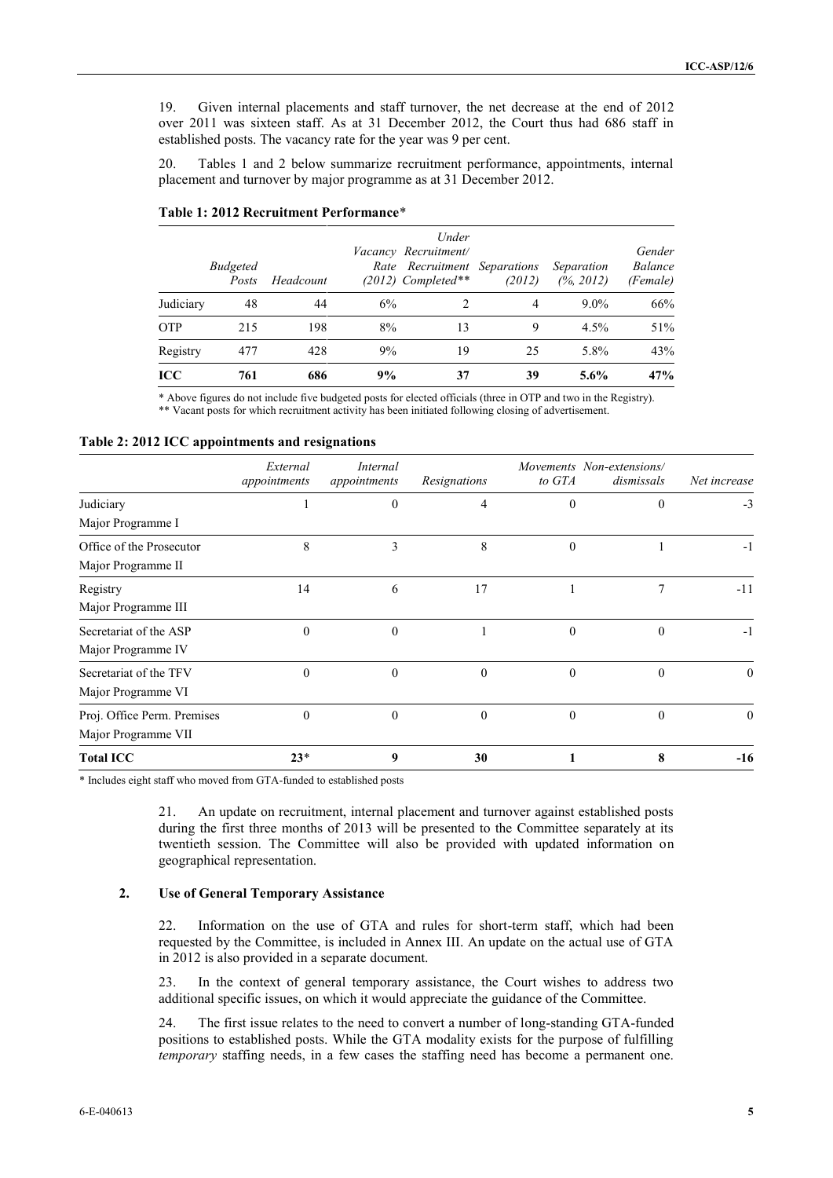19. Given internal placements and staff turnover, the net decrease at the end of 2012 over 2011 was sixteen staff. As at 31 December 2012, the Court thus had 686 staff in established posts. The vacancy rate for the year was 9 per cent.

20. Tables 1 and 2 below summarize recruitment performance, appointments, internal placement and turnover by major programme as at 31 December 2012.

**Table 1: 2012 Recruitment Performance***

| | *Budgeted Posts* | *Headcount* | *Vacancy Rate (2012)* | *Under Recruitment/ Recruitment Completed*** | *Separations (2012)* | *Separation (%, 2012)* | *Gender Balance (Female)* |
|---|---|---|---|---|---|---|---|
| Judiciary | 48 | 44 | 6% | 2 | 4 | 9.0% | 66% |
| OTP | 215 | 198 | 8% | 13 | 9 | 4.5% | 51% |
| Registry | 477 | 428 | 9% | 19 | 25 | 5.8% | 43% |
| **ICC** | **761** | **686** | **9%** | **37** | **39** | **5.6%** | **47%** |

\* Above figures do not include five budgeted posts for elected officials (three in OTP and two in the Registry).
** Vacant posts for which recruitment activity has been initiated following closing of advertisement.

**Table 2: 2012 ICC appointments and resignations**

| | *External appointments* | *Internal appointments* | *Resignations* | *Movements to GTA* | *Non-extensions/ dismissals* | *Net increase* |
|---|---|---|---|---|---|---|
| Judiciary<br>Major Programme I | 1 | 0 | 4 | 0 | 0 | -3 |
| Office of the Prosecutor<br>Major Programme II | 8 | 3 | 8 | 0 | 1 | -1 |
| Registry<br>Major Programme III | 14 | 6 | 17 | 1 | 7 | -11 |
| Secretariat of the ASP<br>Major Programme IV | 0 | 0 | 1 | 0 | 0 | -1 |
| Secretariat of the TFV<br>Major Programme VI | 0 | 0 | 0 | 0 | 0 | 0 |
| Proj. Office Perm. Premises<br>Major Programme VII | 0 | 0 | 0 | 0 | 0 | 0 |
| **Total ICC** | **23*** | **9** | **30** | **1** | **8** | **-16** |

\* Includes eight staff who moved from GTA-funded to established posts

21. An update on recruitment, internal placement and turnover against established posts during the first three months of 2013 will be presented to the Committee separately at its twentieth session. The Committee will also be provided with updated information on geographical representation.

### 2. Use of General Temporary Assistance

22. Information on the use of GTA and rules for short-term staff, which had been requested by the Committee, is included in Annex III. An update on the actual use of GTA in 2012 is also provided in a separate document.

23. In the context of general temporary assistance, the Court wishes to address two additional specific issues, on which it would appreciate the guidance of the Committee.

24. The first issue relates to the need to convert a number of long-standing GTA-funded positions to established posts. While the GTA modality exists for the purpose of fulfilling *temporary* staffing needs, in a few cases the staffing need has become a permanent one.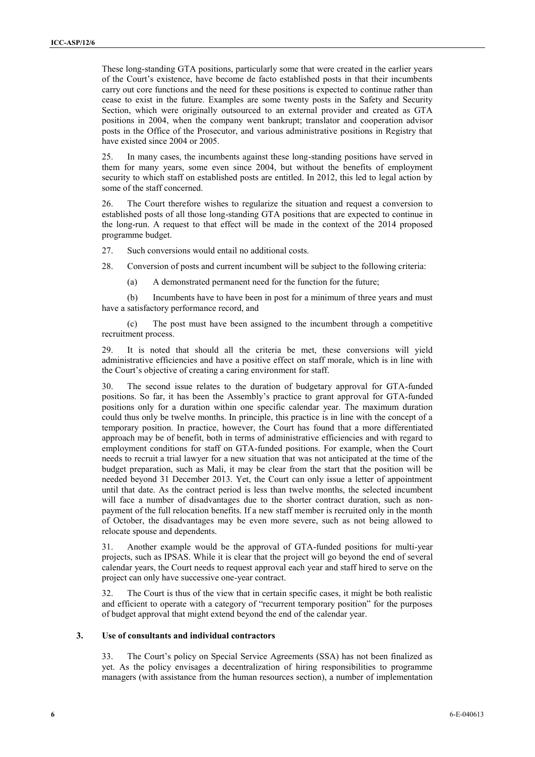These long-standing GTA positions, particularly some that were created in the earlier years of the Court's existence, have become de facto established posts in that their incumbents carry out core functions and the need for these positions is expected to continue rather than cease to exist in the future. Examples are some twenty posts in the Safety and Security Section, which were originally outsourced to an external provider and created as GTA positions in 2004, when the company went bankrupt; translator and cooperation advisor posts in the Office of the Prosecutor, and various administrative positions in Registry that have existed since 2004 or 2005.

25. In many cases, the incumbents against these long-standing positions have served in them for many years, some even since 2004, but without the benefits of employment security to which staff on established posts are entitled. In 2012, this led to legal action by some of the staff concerned.

26. The Court therefore wishes to regularize the situation and request a conversion to established posts of all those long-standing GTA positions that are expected to continue in the long-run. A request to that effect will be made in the context of the 2014 proposed programme budget.

27. Such conversions would entail no additional costs.

28. Conversion of posts and current incumbent will be subject to the following criteria:

(a) A demonstrated permanent need for the function for the future;

(b) Incumbents have to have been in post for a minimum of three years and must have a satisfactory performance record, and

(c) The post must have been assigned to the incumbent through a competitive recruitment process.

29. It is noted that should all the criteria be met, these conversions will yield administrative efficiencies and have a positive effect on staff morale, which is in line with the Court's objective of creating a caring environment for staff.

30. The second issue relates to the duration of budgetary approval for GTA-funded positions. So far, it has been the Assembly's practice to grant approval for GTA-funded positions only for a duration within one specific calendar year. The maximum duration could thus only be twelve months. In principle, this practice is in line with the concept of a temporary position. In practice, however, the Court has found that a more differentiated approach may be of benefit, both in terms of administrative efficiencies and with regard to employment conditions for staff on GTA-funded positions. For example, when the Court needs to recruit a trial lawyer for a new situation that was not anticipated at the time of the budget preparation, such as Mali, it may be clear from the start that the position will be needed beyond 31 December 2013. Yet, the Court can only issue a letter of appointment until that date. As the contract period is less than twelve months, the selected incumbent will face a number of disadvantages due to the shorter contract duration, such as non-payment of the full relocation benefits. If a new staff member is recruited only in the month of October, the disadvantages may be even more severe, such as not being allowed to relocate spouse and dependents.

31. Another example would be the approval of GTA-funded positions for multi-year projects, such as IPSAS. While it is clear that the project will go beyond the end of several calendar years, the Court needs to request approval each year and staff hired to serve on the project can only have successive one-year contract.

32. The Court is thus of the view that in certain specific cases, it might be both realistic and efficient to operate with a category of "recurrent temporary position" for the purposes of budget approval that might extend beyond the end of the calendar year.

### 3. Use of consultants and individual contractors

33. The Court's policy on Special Service Agreements (SSA) has not been finalized as yet. As the policy envisages a decentralization of hiring responsibilities to programme managers (with assistance from the human resources section), a number of implementation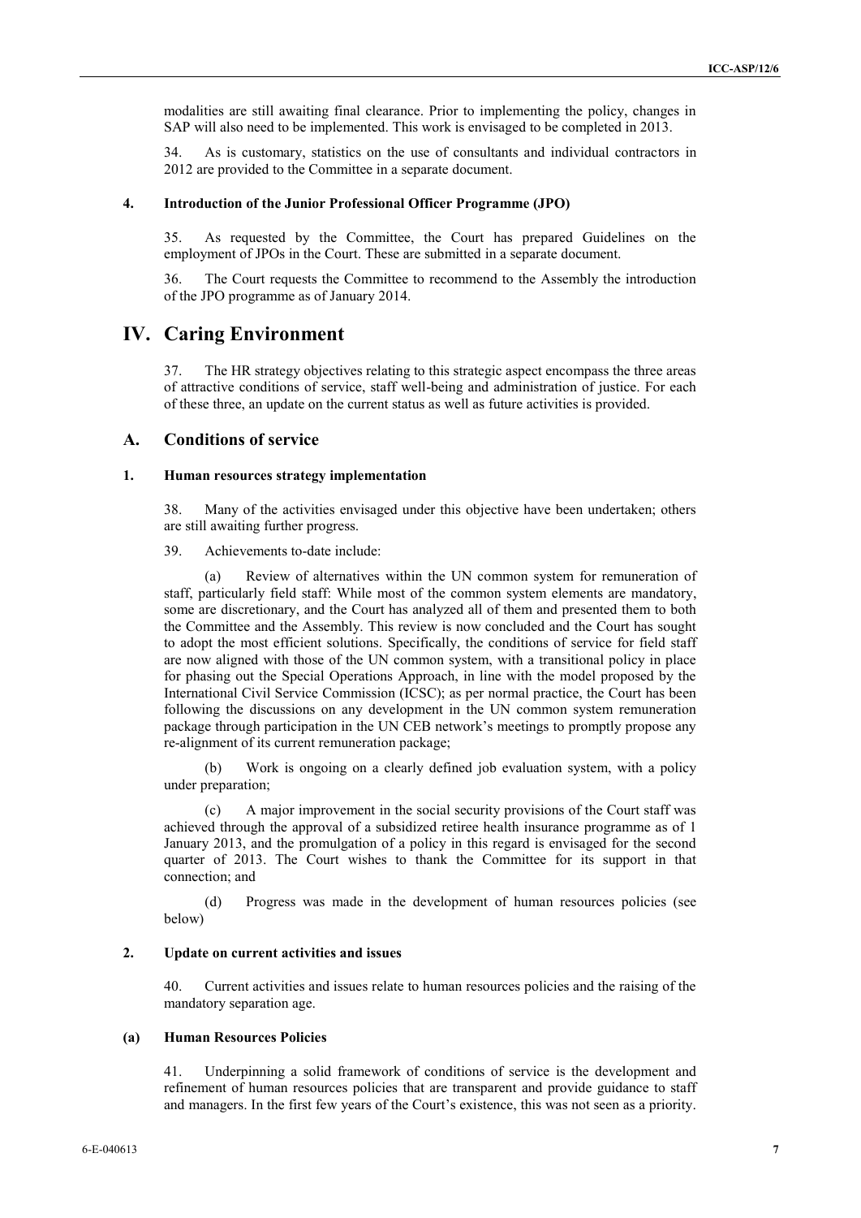modalities are still awaiting final clearance. Prior to implementing the policy, changes in SAP will also need to be implemented. This work is envisaged to be completed in 2013.

34. As is customary, statistics on the use of consultants and individual contractors in 2012 are provided to the Committee in a separate document.

#### 4. Introduction of the Junior Professional Officer Programme (JPO)

35. As requested by the Committee, the Court has prepared Guidelines on the employment of JPOs in the Court. These are submitted in a separate document.

36. The Court requests the Committee to recommend to the Assembly the introduction of the JPO programme as of January 2014.

# IV. Caring Environment

37. The HR strategy objectives relating to this strategic aspect encompass the three areas of attractive conditions of service, staff well-being and administration of justice. For each of these three, an update on the current status as well as future activities is provided.

## A. Conditions of service

#### 1. Human resources strategy implementation

38. Many of the activities envisaged under this objective have been undertaken; others are still awaiting further progress.

39. Achievements to-date include:

(a) Review of alternatives within the UN common system for remuneration of staff, particularly field staff: While most of the common system elements are mandatory, some are discretionary, and the Court has analyzed all of them and presented them to both the Committee and the Assembly. This review is now concluded and the Court has sought to adopt the most efficient solutions. Specifically, the conditions of service for field staff are now aligned with those of the UN common system, with a transitional policy in place for phasing out the Special Operations Approach, in line with the model proposed by the International Civil Service Commission (ICSC); as per normal practice, the Court has been following the discussions on any development in the UN common system remuneration package through participation in the UN CEB network's meetings to promptly propose any re-alignment of its current remuneration package;

(b) Work is ongoing on a clearly defined job evaluation system, with a policy under preparation;

(c) A major improvement in the social security provisions of the Court staff was achieved through the approval of a subsidized retiree health insurance programme as of 1 January 2013, and the promulgation of a policy in this regard is envisaged for the second quarter of 2013. The Court wishes to thank the Committee for its support in that connection; and

(d) Progress was made in the development of human resources policies (see below)

#### 2. Update on current activities and issues

40. Current activities and issues relate to human resources policies and the raising of the mandatory separation age.

#### (a) Human Resources Policies

41. Underpinning a solid framework of conditions of service is the development and refinement of human resources policies that are transparent and provide guidance to staff and managers. In the first few years of the Court's existence, this was not seen as a priority.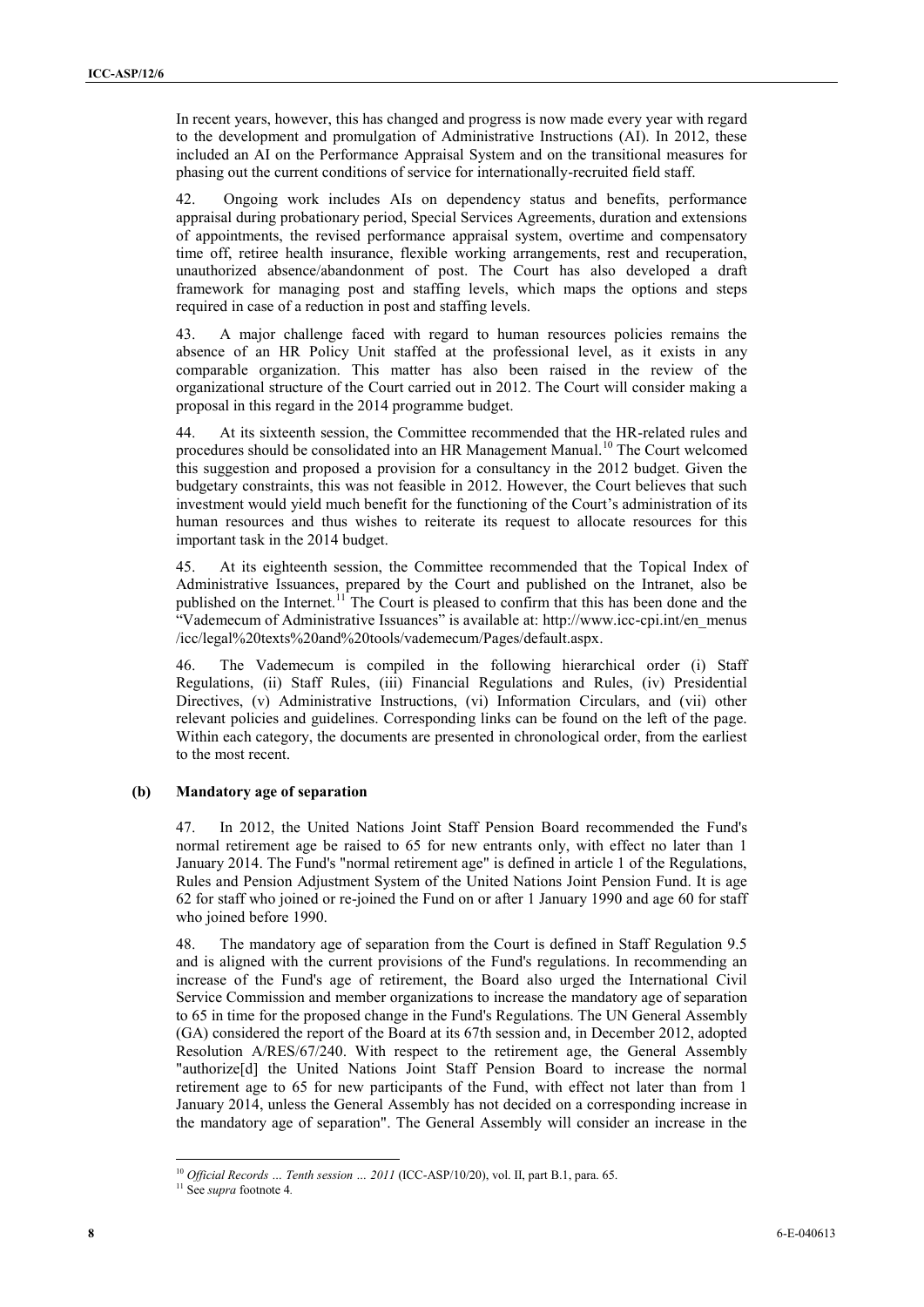In recent years, however, this has changed and progress is now made every year with regard to the development and promulgation of Administrative Instructions (AI). In 2012, these included an AI on the Performance Appraisal System and on the transitional measures for phasing out the current conditions of service for internationally-recruited field staff.

42. Ongoing work includes AIs on dependency status and benefits, performance appraisal during probationary period, Special Services Agreements, duration and extensions of appointments, the revised performance appraisal system, overtime and compensatory time off, retiree health insurance, flexible working arrangements, rest and recuperation, unauthorized absence/abandonment of post. The Court has also developed a draft framework for managing post and staffing levels, which maps the options and steps required in case of a reduction in post and staffing levels.

43. A major challenge faced with regard to human resources policies remains the absence of an HR Policy Unit staffed at the professional level, as it exists in any comparable organization. This matter has also been raised in the review of the organizational structure of the Court carried out in 2012. The Court will consider making a proposal in this regard in the 2014 programme budget.

44. At its sixteenth session, the Committee recommended that the HR-related rules and procedures should be consolidated into an HR Management Manual.[10] The Court welcomed this suggestion and proposed a provision for a consultancy in the 2012 budget. Given the budgetary constraints, this was not feasible in 2012. However, the Court believes that such investment would yield much benefit for the functioning of the Court's administration of its human resources and thus wishes to reiterate its request to allocate resources for this important task in the 2014 budget.

45. At its eighteenth session, the Committee recommended that the Topical Index of Administrative Issuances, prepared by the Court and published on the Intranet, also be published on the Internet.[11] The Court is pleased to confirm that this has been done and the "Vademecum of Administrative Issuances" is available at: http://www.icc-cpi.int/en_menus/icc/legal%20texts%20and%20tools/vademecum/Pages/default.aspx.

46. The Vademecum is compiled in the following hierarchical order (i) Staff Regulations, (ii) Staff Rules, (iii) Financial Regulations and Rules, (iv) Presidential Directives, (v) Administrative Instructions, (vi) Information Circulars, and (vii) other relevant policies and guidelines. Corresponding links can be found on the left of the page. Within each category, the documents are presented in chronological order, from the earliest to the most recent.

#### (b) Mandatory age of separation

47. In 2012, the United Nations Joint Staff Pension Board recommended the Fund's normal retirement age be raised to 65 for new entrants only, with effect no later than 1 January 2014. The Fund's "normal retirement age" is defined in article 1 of the Regulations, Rules and Pension Adjustment System of the United Nations Joint Pension Fund. It is age 62 for staff who joined or re-joined the Fund on or after 1 January 1990 and age 60 for staff who joined before 1990.

48. The mandatory age of separation from the Court is defined in Staff Regulation 9.5 and is aligned with the current provisions of the Fund's regulations. In recommending an increase of the Fund's age of retirement, the Board also urged the International Civil Service Commission and member organizations to increase the mandatory age of separation to 65 in time for the proposed change in the Fund's Regulations. The UN General Assembly (GA) considered the report of the Board at its 67th session and, in December 2012, adopted Resolution A/RES/67/240. With respect to the retirement age, the General Assembly "authorize[d] the United Nations Joint Staff Pension Board to increase the normal retirement age to 65 for new participants of the Fund, with effect not later than from 1 January 2014, unless the General Assembly has not decided on a corresponding increase in the mandatory age of separation". The General Assembly will consider an increase in the

---

[10] *Official Records … Tenth session … 2011* (ICC-ASP/10/20), vol. II, part B.1, para. 65.

[11] See *supra* footnote 4.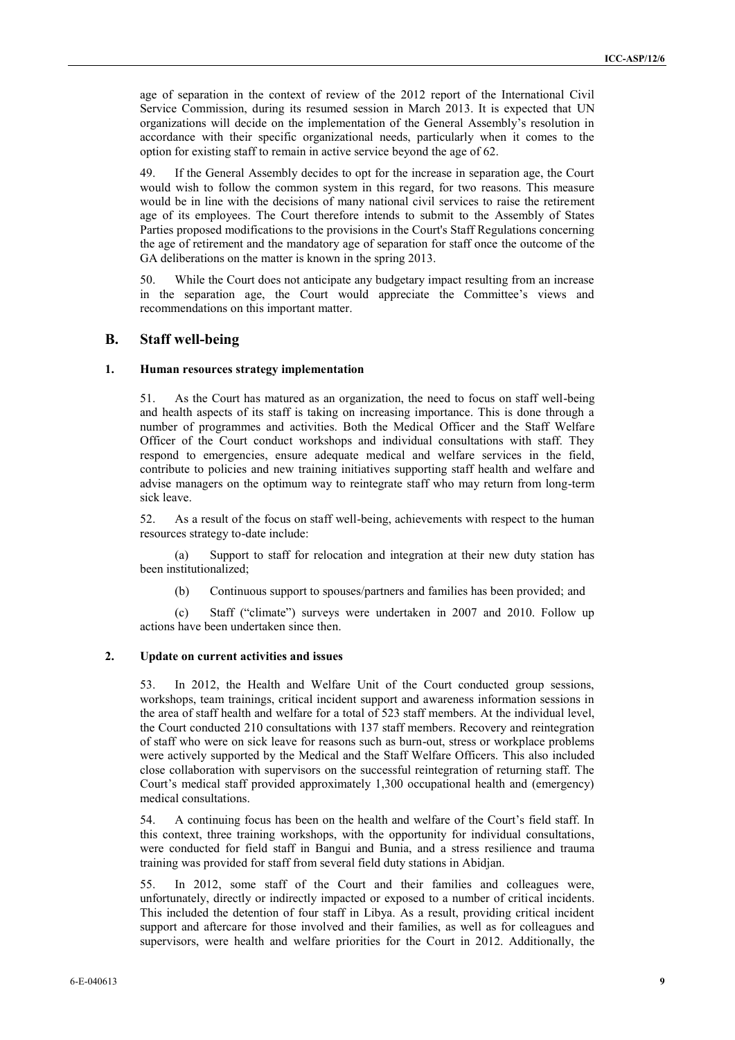age of separation in the context of review of the 2012 report of the International Civil Service Commission, during its resumed session in March 2013. It is expected that UN organizations will decide on the implementation of the General Assembly's resolution in accordance with their specific organizational needs, particularly when it comes to the option for existing staff to remain in active service beyond the age of 62.

49. If the General Assembly decides to opt for the increase in separation age, the Court would wish to follow the common system in this regard, for two reasons. This measure would be in line with the decisions of many national civil services to raise the retirement age of its employees. The Court therefore intends to submit to the Assembly of States Parties proposed modifications to the provisions in the Court's Staff Regulations concerning the age of retirement and the mandatory age of separation for staff once the outcome of the GA deliberations on the matter is known in the spring 2013.

50. While the Court does not anticipate any budgetary impact resulting from an increase in the separation age, the Court would appreciate the Committee's views and recommendations on this important matter.

## B. Staff well-being

### 1. Human resources strategy implementation

51. As the Court has matured as an organization, the need to focus on staff well-being and health aspects of its staff is taking on increasing importance. This is done through a number of programmes and activities. Both the Medical Officer and the Staff Welfare Officer of the Court conduct workshops and individual consultations with staff. They respond to emergencies, ensure adequate medical and welfare services in the field, contribute to policies and new training initiatives supporting staff health and welfare and advise managers on the optimum way to reintegrate staff who may return from long-term sick leave.

52. As a result of the focus on staff well-being, achievements with respect to the human resources strategy to-date include:

(a) Support to staff for relocation and integration at their new duty station has been institutionalized;

(b) Continuous support to spouses/partners and families has been provided; and

(c) Staff ("climate") surveys were undertaken in 2007 and 2010. Follow up actions have been undertaken since then.

### 2. Update on current activities and issues

53. In 2012, the Health and Welfare Unit of the Court conducted group sessions, workshops, team trainings, critical incident support and awareness information sessions in the area of staff health and welfare for a total of 523 staff members. At the individual level, the Court conducted 210 consultations with 137 staff members. Recovery and reintegration of staff who were on sick leave for reasons such as burn-out, stress or workplace problems were actively supported by the Medical and the Staff Welfare Officers. This also included close collaboration with supervisors on the successful reintegration of returning staff. The Court's medical staff provided approximately 1,300 occupational health and (emergency) medical consultations.

54. A continuing focus has been on the health and welfare of the Court's field staff. In this context, three training workshops, with the opportunity for individual consultations, were conducted for field staff in Bangui and Bunia, and a stress resilience and trauma training was provided for staff from several field duty stations in Abidjan.

55. In 2012, some staff of the Court and their families and colleagues were, unfortunately, directly or indirectly impacted or exposed to a number of critical incidents. This included the detention of four staff in Libya. As a result, providing critical incident support and aftercare for those involved and their families, as well as for colleagues and supervisors, were health and welfare priorities for the Court in 2012. Additionally, the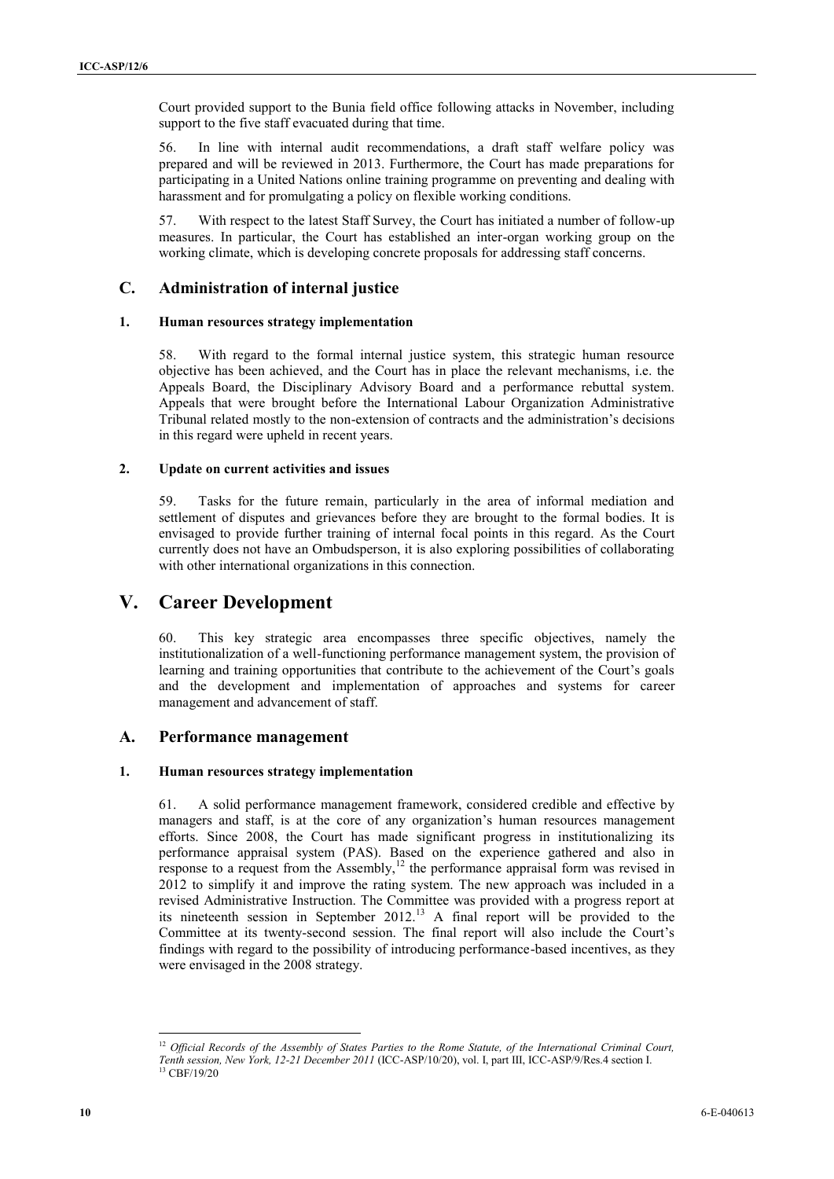Court provided support to the Bunia field office following attacks in November, including support to the five staff evacuated during that time.

56. In line with internal audit recommendations, a draft staff welfare policy was prepared and will be reviewed in 2013. Furthermore, the Court has made preparations for participating in a United Nations online training programme on preventing and dealing with harassment and for promulgating a policy on flexible working conditions.

57. With respect to the latest Staff Survey, the Court has initiated a number of follow-up measures. In particular, the Court has established an inter-organ working group on the working climate, which is developing concrete proposals for addressing staff concerns.

## C. Administration of internal justice

### 1. Human resources strategy implementation

58. With regard to the formal internal justice system, this strategic human resource objective has been achieved, and the Court has in place the relevant mechanisms, i.e. the Appeals Board, the Disciplinary Advisory Board and a performance rebuttal system. Appeals that were brought before the International Labour Organization Administrative Tribunal related mostly to the non-extension of contracts and the administration's decisions in this regard were upheld in recent years.

### 2. Update on current activities and issues

59. Tasks for the future remain, particularly in the area of informal mediation and settlement of disputes and grievances before they are brought to the formal bodies. It is envisaged to provide further training of internal focal points in this regard. As the Court currently does not have an Ombudsperson, it is also exploring possibilities of collaborating with other international organizations in this connection.

# V. Career Development

60. This key strategic area encompasses three specific objectives, namely the institutionalization of a well-functioning performance management system, the provision of learning and training opportunities that contribute to the achievement of the Court's goals and the development and implementation of approaches and systems for career management and advancement of staff.

## A. Performance management

### 1. Human resources strategy implementation

61. A solid performance management framework, considered credible and effective by managers and staff, is at the core of any organization's human resources management efforts. Since 2008, the Court has made significant progress in institutionalizing its performance appraisal system (PAS). Based on the experience gathered and also in response to a request from the Assembly,[12] the performance appraisal form was revised in 2012 to simplify it and improve the rating system. The new approach was included in a revised Administrative Instruction. The Committee was provided with a progress report at its nineteenth session in September 2012.[13] A final report will be provided to the Committee at its twenty-second session. The final report will also include the Court's findings with regard to the possibility of introducing performance-based incentives, as they were envisaged in the 2008 strategy.

---

[12] *Official Records of the Assembly of States Parties to the Rome Statute, of the International Criminal Court, Tenth session, New York, 12-21 December 2011* (ICC-ASP/10/20), vol. I, part III, ICC-ASP/9/Res.4 section I.

[13] CBF/19/20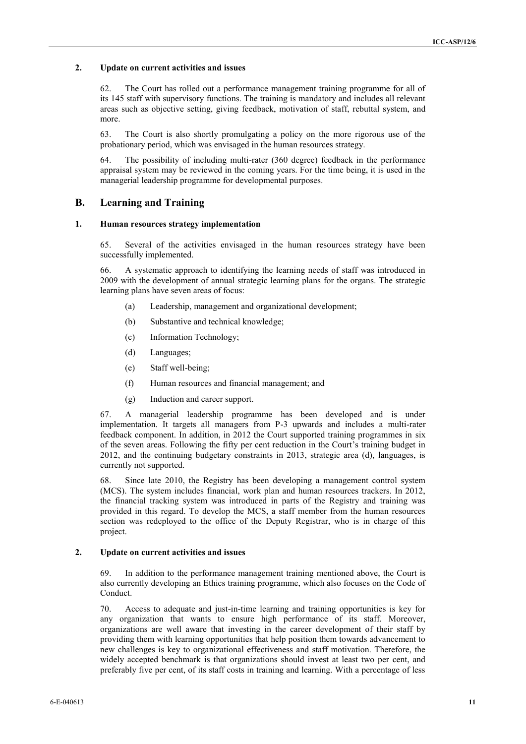### 2. Update on current activities and issues

62. The Court has rolled out a performance management training programme for all of its 145 staff with supervisory functions. The training is mandatory and includes all relevant areas such as objective setting, giving feedback, motivation of staff, rebuttal system, and more.

63. The Court is also shortly promulgating a policy on the more rigorous use of the probationary period, which was envisaged in the human resources strategy.

64. The possibility of including multi-rater (360 degree) feedback in the performance appraisal system may be reviewed in the coming years. For the time being, it is used in the managerial leadership programme for developmental purposes.

## B. Learning and Training

### 1. Human resources strategy implementation

65. Several of the activities envisaged in the human resources strategy have been successfully implemented.

66. A systematic approach to identifying the learning needs of staff was introduced in 2009 with the development of annual strategic learning plans for the organs. The strategic learning plans have seven areas of focus:

(a) Leadership, management and organizational development;

(b) Substantive and technical knowledge;

(c) Information Technology;

(d) Languages;

(e) Staff well-being;

(f) Human resources and financial management; and

(g) Induction and career support.

67. A managerial leadership programme has been developed and is under implementation. It targets all managers from P-3 upwards and includes a multi-rater feedback component. In addition, in 2012 the Court supported training programmes in six of the seven areas. Following the fifty per cent reduction in the Court's training budget in 2012, and the continuing budgetary constraints in 2013, strategic area (d), languages, is currently not supported.

68. Since late 2010, the Registry has been developing a management control system (MCS). The system includes financial, work plan and human resources trackers. In 2012, the financial tracking system was introduced in parts of the Registry and training was provided in this regard. To develop the MCS, a staff member from the human resources section was redeployed to the office of the Deputy Registrar, who is in charge of this project.

### 2. Update on current activities and issues

69. In addition to the performance management training mentioned above, the Court is also currently developing an Ethics training programme, which also focuses on the Code of Conduct.

70. Access to adequate and just-in-time learning and training opportunities is key for any organization that wants to ensure high performance of its staff. Moreover, organizations are well aware that investing in the career development of their staff by providing them with learning opportunities that help position them towards advancement to new challenges is key to organizational effectiveness and staff motivation. Therefore, the widely accepted benchmark is that organizations should invest at least two per cent, and preferably five per cent, of its staff costs in training and learning. With a percentage of less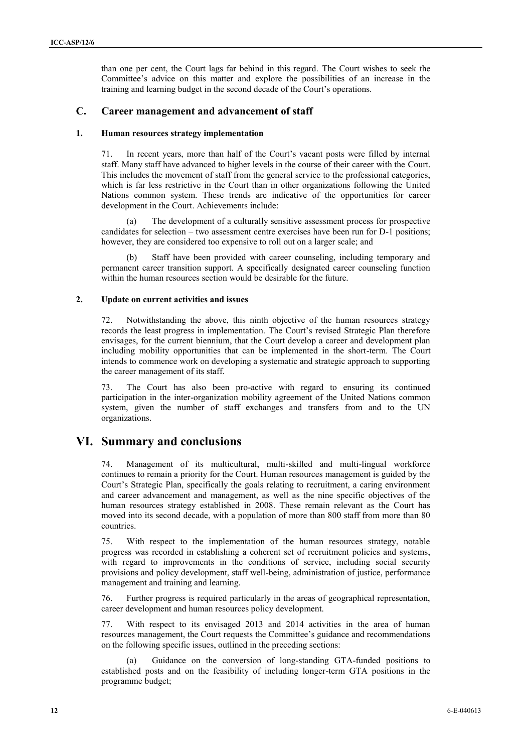than one per cent, the Court lags far behind in this regard. The Court wishes to seek the Committee's advice on this matter and explore the possibilities of an increase in the training and learning budget in the second decade of the Court's operations.

## C. Career management and advancement of staff

### 1. Human resources strategy implementation

71. In recent years, more than half of the Court's vacant posts were filled by internal staff. Many staff have advanced to higher levels in the course of their career with the Court. This includes the movement of staff from the general service to the professional categories, which is far less restrictive in the Court than in other organizations following the United Nations common system. These trends are indicative of the opportunities for career development in the Court. Achievements include:

(a) The development of a culturally sensitive assessment process for prospective candidates for selection – two assessment centre exercises have been run for D-1 positions; however, they are considered too expensive to roll out on a larger scale; and

(b) Staff have been provided with career counseling, including temporary and permanent career transition support. A specifically designated career counseling function within the human resources section would be desirable for the future.

### 2. Update on current activities and issues

72. Notwithstanding the above, this ninth objective of the human resources strategy records the least progress in implementation. The Court's revised Strategic Plan therefore envisages, for the current biennium, that the Court develop a career and development plan including mobility opportunities that can be implemented in the short-term. The Court intends to commence work on developing a systematic and strategic approach to supporting the career management of its staff.

73. The Court has also been pro-active with regard to ensuring its continued participation in the inter-organization mobility agreement of the United Nations common system, given the number of staff exchanges and transfers from and to the UN organizations.

# VI. Summary and conclusions

74. Management of its multicultural, multi-skilled and multi-lingual workforce continues to remain a priority for the Court. Human resources management is guided by the Court's Strategic Plan, specifically the goals relating to recruitment, a caring environment and career advancement and management, as well as the nine specific objectives of the human resources strategy established in 2008. These remain relevant as the Court has moved into its second decade, with a population of more than 800 staff from more than 80 countries.

75. With respect to the implementation of the human resources strategy, notable progress was recorded in establishing a coherent set of recruitment policies and systems, with regard to improvements in the conditions of service, including social security provisions and policy development, staff well-being, administration of justice, performance management and training and learning.

76. Further progress is required particularly in the areas of geographical representation, career development and human resources policy development.

77. With respect to its envisaged 2013 and 2014 activities in the area of human resources management, the Court requests the Committee's guidance and recommendations on the following specific issues, outlined in the preceding sections:

(a) Guidance on the conversion of long-standing GTA-funded positions to established posts and on the feasibility of including longer-term GTA positions in the programme budget;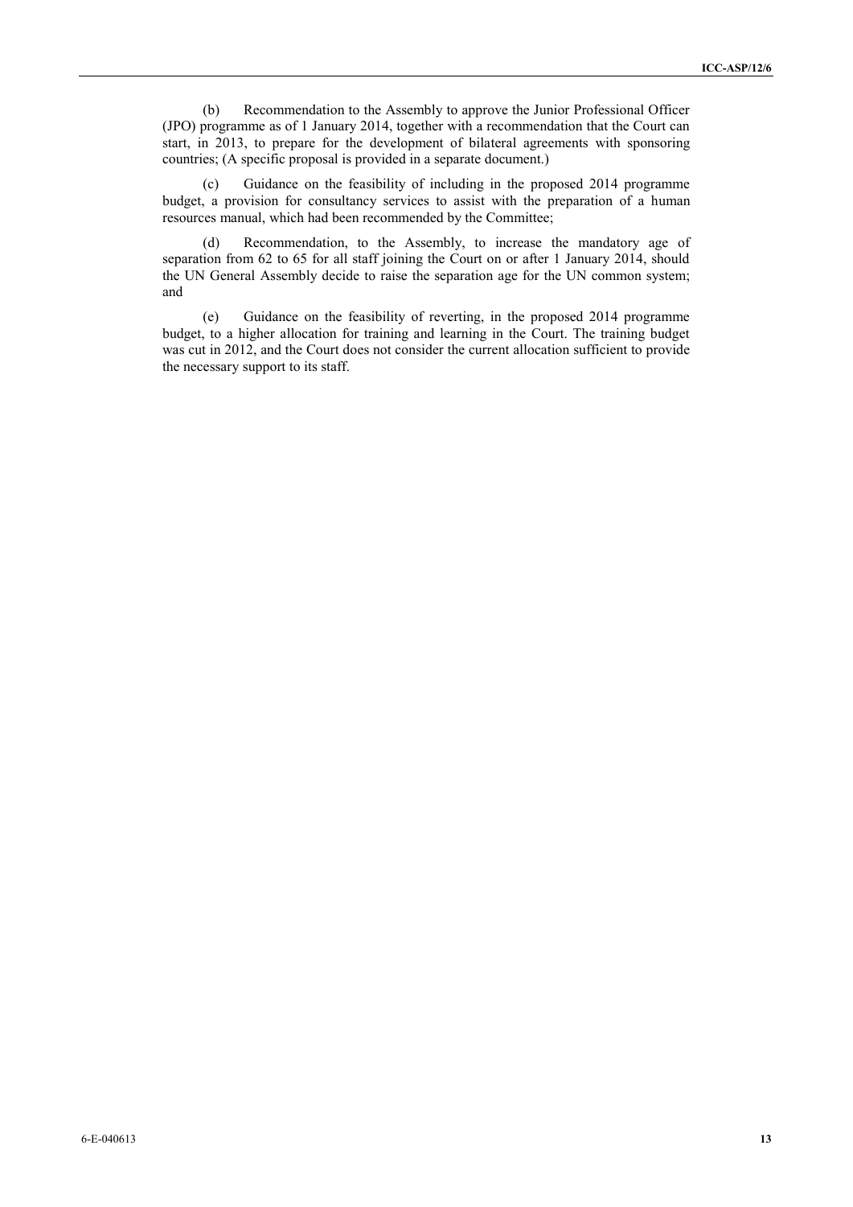(b) Recommendation to the Assembly to approve the Junior Professional Officer (JPO) programme as of 1 January 2014, together with a recommendation that the Court can start, in 2013, to prepare for the development of bilateral agreements with sponsoring countries; (A specific proposal is provided in a separate document.)

(c) Guidance on the feasibility of including in the proposed 2014 programme budget, a provision for consultancy services to assist with the preparation of a human resources manual, which had been recommended by the Committee;

(d) Recommendation, to the Assembly, to increase the mandatory age of separation from 62 to 65 for all staff joining the Court on or after 1 January 2014, should the UN General Assembly decide to raise the separation age for the UN common system; and

(e) Guidance on the feasibility of reverting, in the proposed 2014 programme budget, to a higher allocation for training and learning in the Court. The training budget was cut in 2012, and the Court does not consider the current allocation sufficient to provide the necessary support to its staff.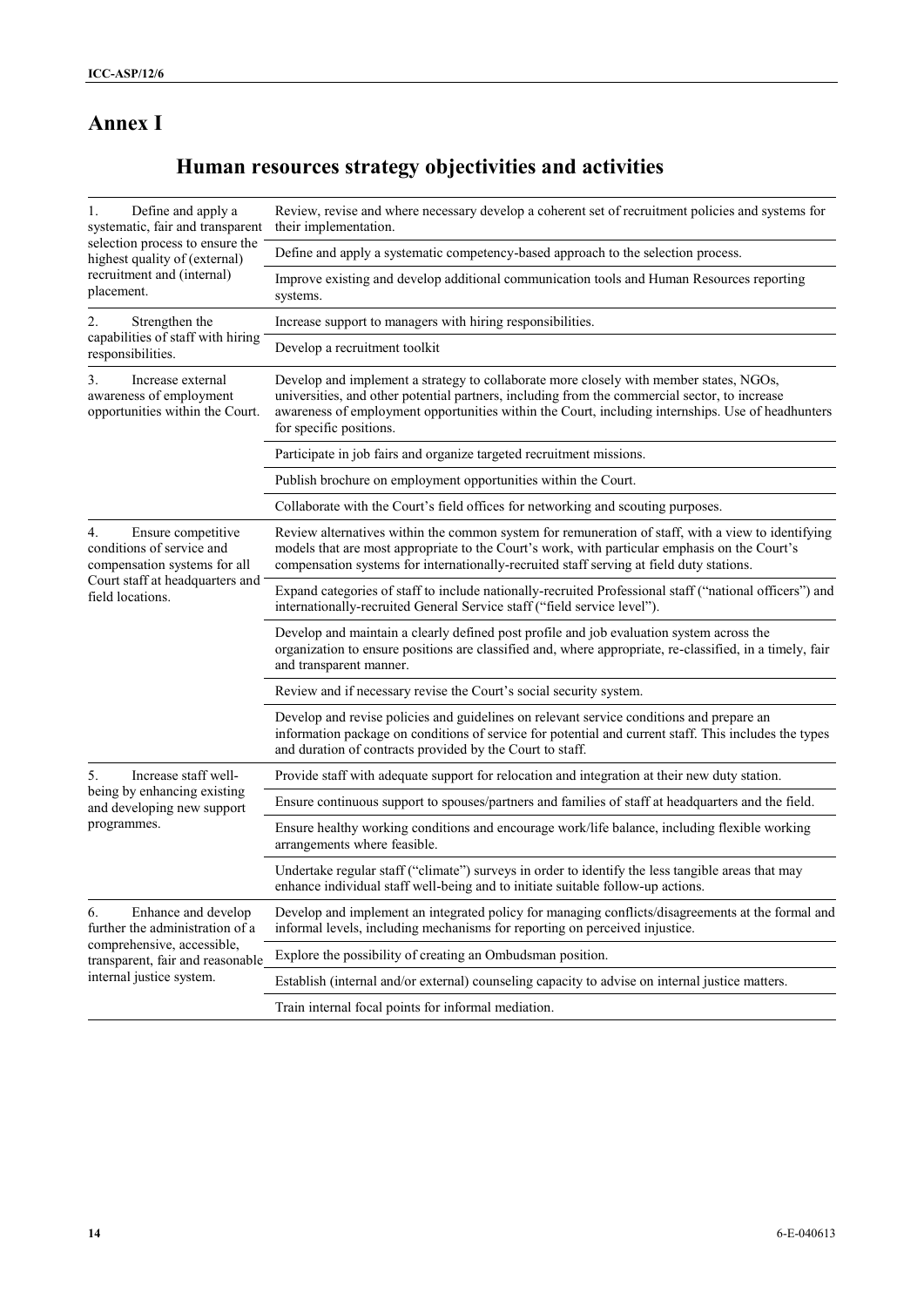# Annex I

## Human resources strategy objectivities and activities

| | |
|---|---|
| 1. Define and apply a systematic, fair and transparent selection process to ensure the highest quality of (external) recruitment and (internal) placement. | Review, revise and where necessary develop a coherent set of recruitment policies and systems for their implementation. |
| | Define and apply a systematic competency-based approach to the selection process. |
| | Improve existing and develop additional communication tools and Human Resources reporting systems. |
| 2. Strengthen the capabilities of staff with hiring responsibilities. | Increase support to managers with hiring responsibilities. |
| | Develop a recruitment toolkit |
| 3. Increase external awareness of employment opportunities within the Court. | Develop and implement a strategy to collaborate more closely with member states, NGOs, universities, and other potential partners, including from the commercial sector, to increase awareness of employment opportunities within the Court, including internships. Use of headhunters for specific positions. |
| | Participate in job fairs and organize targeted recruitment missions. |
| | Publish brochure on employment opportunities within the Court. |
| | Collaborate with the Court's field offices for networking and scouting purposes. |
| 4. Ensure competitive conditions of service and compensation systems for all Court staff at headquarters and field locations. | Review alternatives within the common system for remuneration of staff, with a view to identifying models that are most appropriate to the Court's work, with particular emphasis on the Court's compensation systems for internationally-recruited staff serving at field duty stations. |
| | Expand categories of staff to include nationally-recruited Professional staff ("national officers") and internationally-recruited General Service staff ("field service level"). |
| | Develop and maintain a clearly defined post profile and job evaluation system across the organization to ensure positions are classified and, where appropriate, re-classified, in a timely, fair and transparent manner. |
| | Review and if necessary revise the Court's social security system. |
| | Develop and revise policies and guidelines on relevant service conditions and prepare an information package on conditions of service for potential and current staff. This includes the types and duration of contracts provided by the Court to staff. |
| 5. Increase staff well-being by enhancing existing and developing new support programmes. | Provide staff with adequate support for relocation and integration at their new duty station. |
| | Ensure continuous support to spouses/partners and families of staff at headquarters and the field. |
| | Ensure healthy working conditions and encourage work/life balance, including flexible working arrangements where feasible. |
| | Undertake regular staff ("climate") surveys in order to identify the less tangible areas that may enhance individual staff well-being and to initiate suitable follow-up actions. |
| 6. Enhance and develop further the administration of a comprehensive, accessible, transparent, fair and reasonable internal justice system. | Develop and implement an integrated policy for managing conflicts/disagreements at the formal and informal levels, including mechanisms for reporting on perceived injustice. |
| | Explore the possibility of creating an Ombudsman position. |
| | Establish (internal and/or external) counseling capacity to advise on internal justice matters. |
| | Train internal focal points for informal mediation. |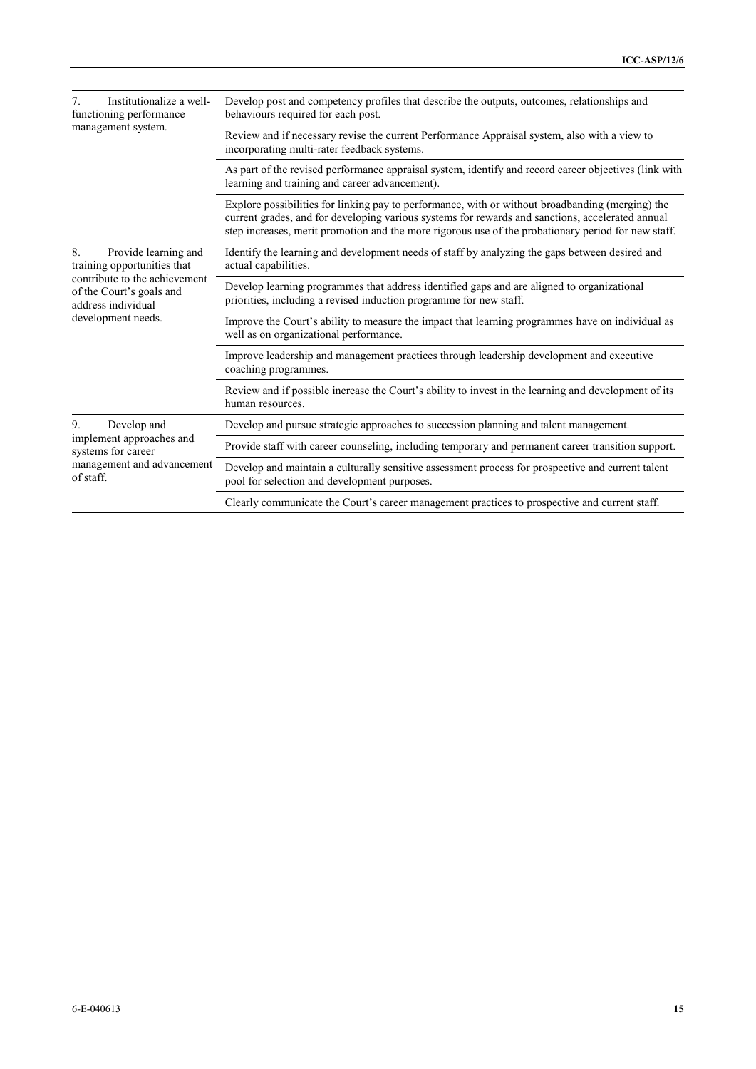| | |
|---|---|
| 7. Institutionalize a well-functioning performance management system. | Develop post and competency profiles that describe the outputs, outcomes, relationships and behaviours required for each post. |
| | Review and if necessary revise the current Performance Appraisal system, also with a view to incorporating multi-rater feedback systems. |
| | As part of the revised performance appraisal system, identify and record career objectives (link with learning and training and career advancement). |
| | Explore possibilities for linking pay to performance, with or without broadbanding (merging) the current grades, and for developing various systems for rewards and sanctions, accelerated annual step increases, merit promotion and the more rigorous use of the probationary period for new staff. |
| 8. Provide learning and training opportunities that contribute to the achievement of the Court's goals and address individual development needs. | Identify the learning and development needs of staff by analyzing the gaps between desired and actual capabilities. |
| | Develop learning programmes that address identified gaps and are aligned to organizational priorities, including a revised induction programme for new staff. |
| | Improve the Court's ability to measure the impact that learning programmes have on individual as well as on organizational performance. |
| | Improve leadership and management practices through leadership development and executive coaching programmes. |
| | Review and if possible increase the Court's ability to invest in the learning and development of its human resources. |
| 9. Develop and implement approaches and systems for career management and advancement of staff. | Develop and pursue strategic approaches to succession planning and talent management. |
| | Provide staff with career counseling, including temporary and permanent career transition support. |
| | Develop and maintain a culturally sensitive assessment process for prospective and current talent pool for selection and development purposes. |
| | Clearly communicate the Court's career management practices to prospective and current staff. |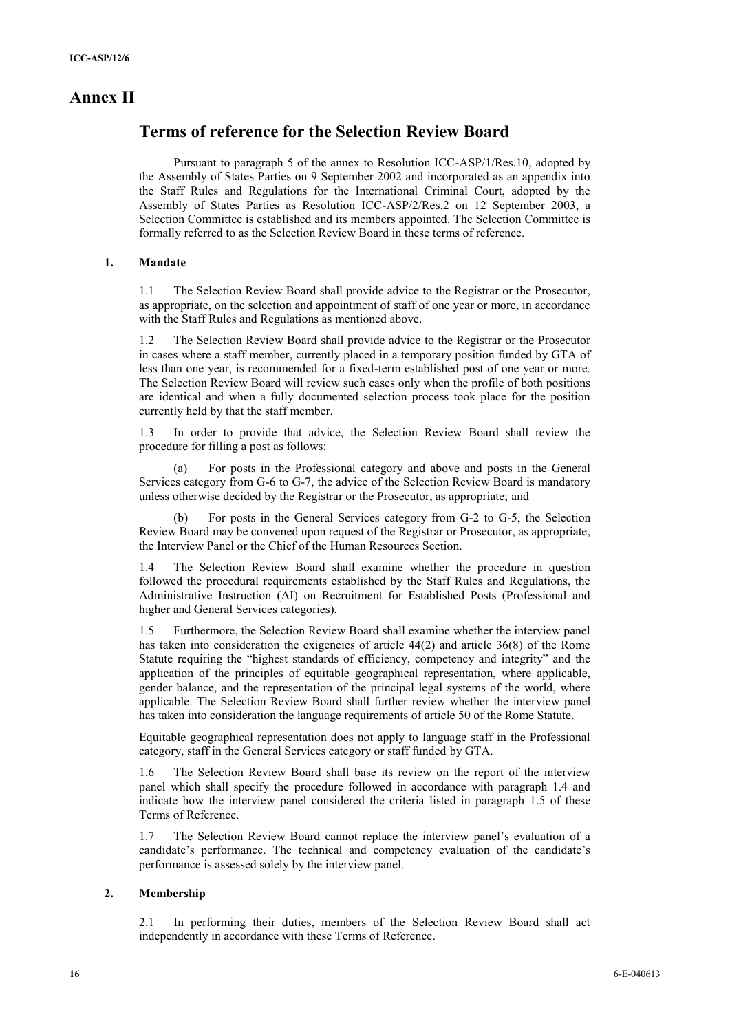# Annex II

## Terms of reference for the Selection Review Board

Pursuant to paragraph 5 of the annex to Resolution ICC-ASP/1/Res.10, adopted by the Assembly of States Parties on 9 September 2002 and incorporated as an appendix into the Staff Rules and Regulations for the International Criminal Court, adopted by the Assembly of States Parties as Resolution ICC-ASP/2/Res.2 on 12 September 2003, a Selection Committee is established and its members appointed. The Selection Committee is formally referred to as the Selection Review Board in these terms of reference.

### 1. Mandate

1.1 The Selection Review Board shall provide advice to the Registrar or the Prosecutor, as appropriate, on the selection and appointment of staff of one year or more, in accordance with the Staff Rules and Regulations as mentioned above.

1.2 The Selection Review Board shall provide advice to the Registrar or the Prosecutor in cases where a staff member, currently placed in a temporary position funded by GTA of less than one year, is recommended for a fixed-term established post of one year or more. The Selection Review Board will review such cases only when the profile of both positions are identical and when a fully documented selection process took place for the position currently held by that the staff member.

1.3 In order to provide that advice, the Selection Review Board shall review the procedure for filling a post as follows:

(a) For posts in the Professional category and above and posts in the General Services category from G-6 to G-7, the advice of the Selection Review Board is mandatory unless otherwise decided by the Registrar or the Prosecutor, as appropriate; and

(b) For posts in the General Services category from G-2 to G-5, the Selection Review Board may be convened upon request of the Registrar or Prosecutor, as appropriate, the Interview Panel or the Chief of the Human Resources Section.

1.4 The Selection Review Board shall examine whether the procedure in question followed the procedural requirements established by the Staff Rules and Regulations, the Administrative Instruction (AI) on Recruitment for Established Posts (Professional and higher and General Services categories).

1.5 Furthermore, the Selection Review Board shall examine whether the interview panel has taken into consideration the exigencies of article 44(2) and article 36(8) of the Rome Statute requiring the "highest standards of efficiency, competency and integrity" and the application of the principles of equitable geographical representation, where applicable, gender balance, and the representation of the principal legal systems of the world, where applicable. The Selection Review Board shall further review whether the interview panel has taken into consideration the language requirements of article 50 of the Rome Statute.

Equitable geographical representation does not apply to language staff in the Professional category, staff in the General Services category or staff funded by GTA.

1.6 The Selection Review Board shall base its review on the report of the interview panel which shall specify the procedure followed in accordance with paragraph 1.4 and indicate how the interview panel considered the criteria listed in paragraph 1.5 of these Terms of Reference.

1.7 The Selection Review Board cannot replace the interview panel's evaluation of a candidate's performance. The technical and competency evaluation of the candidate's performance is assessed solely by the interview panel.

### 2. Membership

2.1 In performing their duties, members of the Selection Review Board shall act independently in accordance with these Terms of Reference.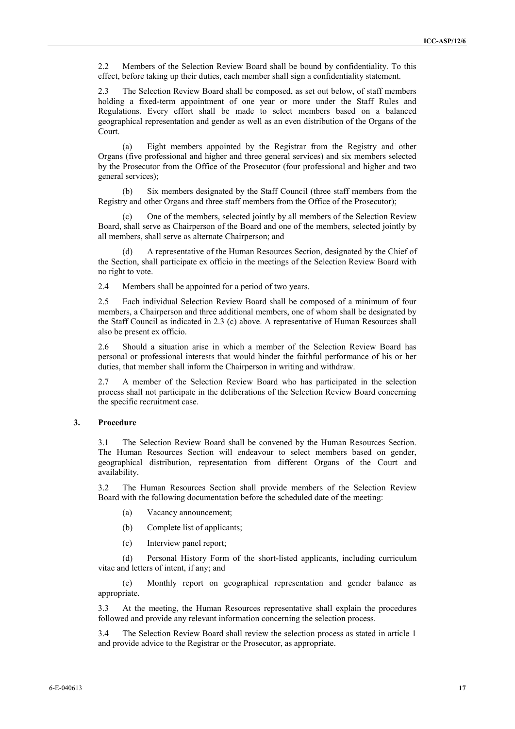2.2 Members of the Selection Review Board shall be bound by confidentiality. To this effect, before taking up their duties, each member shall sign a confidentiality statement.

2.3 The Selection Review Board shall be composed, as set out below, of staff members holding a fixed-term appointment of one year or more under the Staff Rules and Regulations. Every effort shall be made to select members based on a balanced geographical representation and gender as well as an even distribution of the Organs of the Court.

(a) Eight members appointed by the Registrar from the Registry and other Organs (five professional and higher and three general services) and six members selected by the Prosecutor from the Office of the Prosecutor (four professional and higher and two general services);

(b) Six members designated by the Staff Council (three staff members from the Registry and other Organs and three staff members from the Office of the Prosecutor);

(c) One of the members, selected jointly by all members of the Selection Review Board, shall serve as Chairperson of the Board and one of the members, selected jointly by all members, shall serve as alternate Chairperson; and

(d) A representative of the Human Resources Section, designated by the Chief of the Section, shall participate ex officio in the meetings of the Selection Review Board with no right to vote.

2.4 Members shall be appointed for a period of two years.

2.5 Each individual Selection Review Board shall be composed of a minimum of four members, a Chairperson and three additional members, one of whom shall be designated by the Staff Council as indicated in 2.3 (c) above. A representative of Human Resources shall also be present ex officio.

2.6 Should a situation arise in which a member of the Selection Review Board has personal or professional interests that would hinder the faithful performance of his or her duties, that member shall inform the Chairperson in writing and withdraw.

2.7 A member of the Selection Review Board who has participated in the selection process shall not participate in the deliberations of the Selection Review Board concerning the specific recruitment case.

### 3. Procedure

3.1 The Selection Review Board shall be convened by the Human Resources Section. The Human Resources Section will endeavour to select members based on gender, geographical distribution, representation from different Organs of the Court and availability.

3.2 The Human Resources Section shall provide members of the Selection Review Board with the following documentation before the scheduled date of the meeting:

(a) Vacancy announcement;

(b) Complete list of applicants;

(c) Interview panel report;

(d) Personal History Form of the short-listed applicants, including curriculum vitae and letters of intent, if any; and

(e) Monthly report on geographical representation and gender balance as appropriate.

3.3 At the meeting, the Human Resources representative shall explain the procedures followed and provide any relevant information concerning the selection process.

3.4 The Selection Review Board shall review the selection process as stated in article 1 and provide advice to the Registrar or the Prosecutor, as appropriate.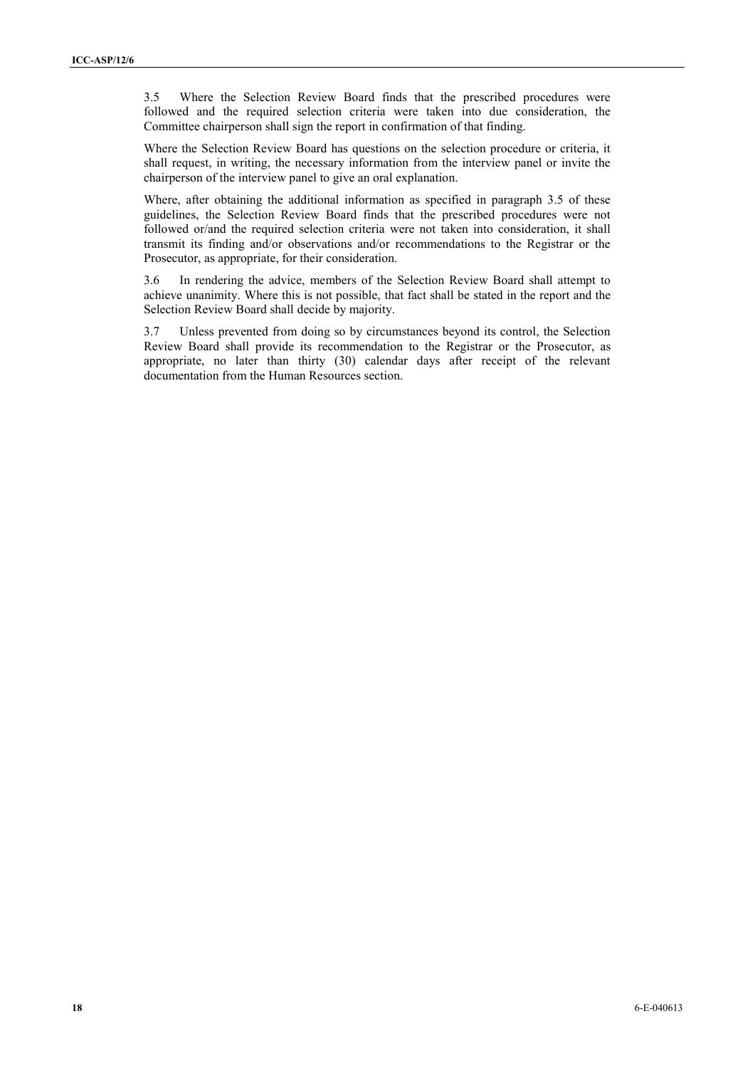3.5 Where the Selection Review Board finds that the prescribed procedures were followed and the required selection criteria were taken into due consideration, the Committee chairperson shall sign the report in confirmation of that finding.

Where the Selection Review Board has questions on the selection procedure or criteria, it shall request, in writing, the necessary information from the interview panel or invite the chairperson of the interview panel to give an oral explanation.

Where, after obtaining the additional information as specified in paragraph 3.5 of these guidelines, the Selection Review Board finds that the prescribed procedures were not followed or/and the required selection criteria were not taken into consideration, it shall transmit its finding and/or observations and/or recommendations to the Registrar or the Prosecutor, as appropriate, for their consideration.

3.6 In rendering the advice, members of the Selection Review Board shall attempt to achieve unanimity. Where this is not possible, that fact shall be stated in the report and the Selection Review Board shall decide by majority.

3.7 Unless prevented from doing so by circumstances beyond its control, the Selection Review Board shall provide its recommendation to the Registrar or the Prosecutor, as appropriate, no later than thirty (30) calendar days after receipt of the relevant documentation from the Human Resources section.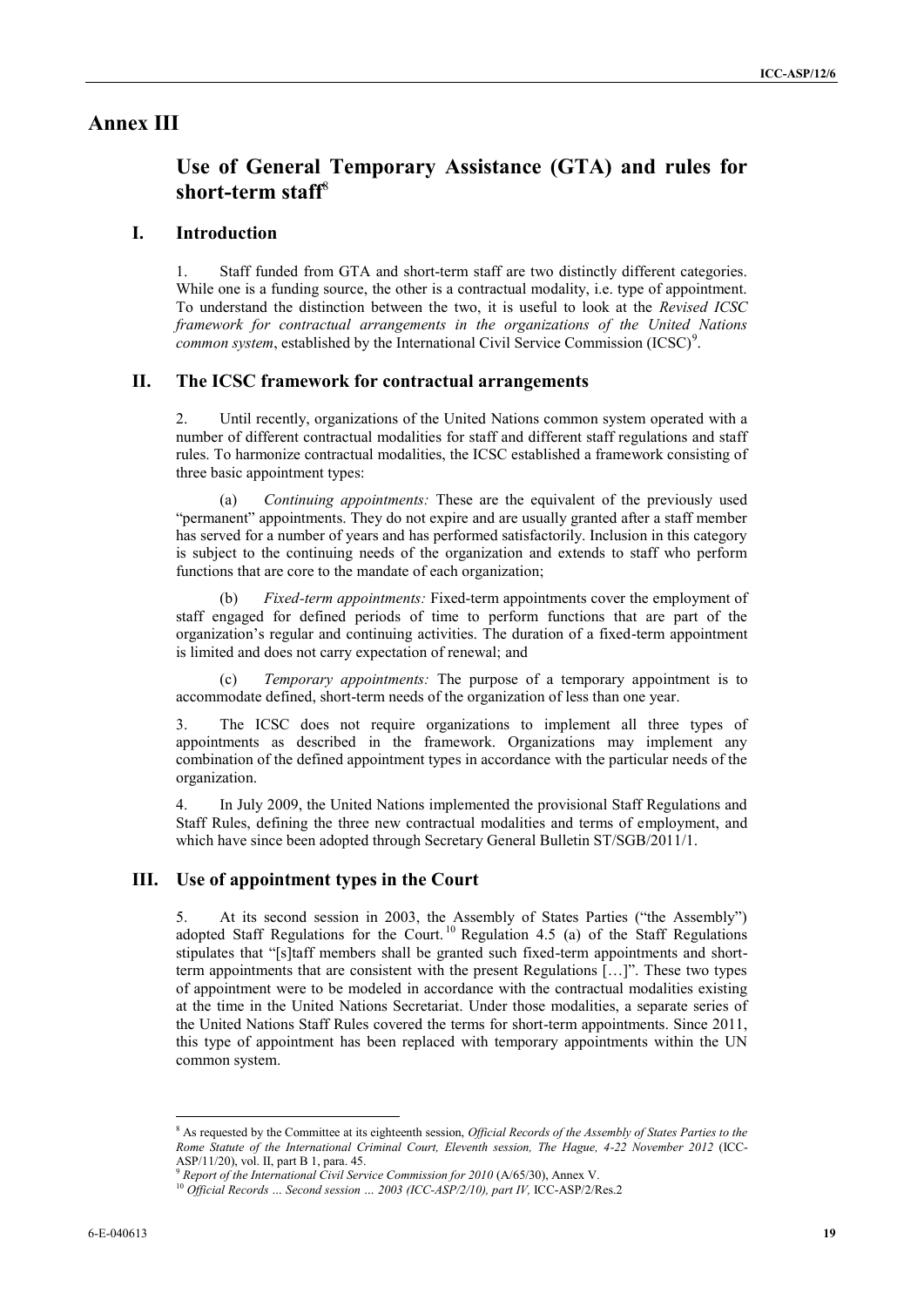# Annex III

## Use of General Temporary Assistance (GTA) and rules for short-term staff[8]

### I. Introduction

1. Staff funded from GTA and short-term staff are two distinctly different categories. While one is a funding source, the other is a contractual modality, i.e. type of appointment. To understand the distinction between the two, it is useful to look at the *Revised ICSC framework for contractual arrangements in the organizations of the United Nations common system*, established by the International Civil Service Commission (ICSC)[9].

### II. The ICSC framework for contractual arrangements

2. Until recently, organizations of the United Nations common system operated with a number of different contractual modalities for staff and different staff regulations and staff rules. To harmonize contractual modalities, the ICSC established a framework consisting of three basic appointment types:

(a) *Continuing appointments:* These are the equivalent of the previously used "permanent" appointments. They do not expire and are usually granted after a staff member has served for a number of years and has performed satisfactorily. Inclusion in this category is subject to the continuing needs of the organization and extends to staff who perform functions that are core to the mandate of each organization;

(b) *Fixed-term appointments:* Fixed-term appointments cover the employment of staff engaged for defined periods of time to perform functions that are part of the organization's regular and continuing activities. The duration of a fixed-term appointment is limited and does not carry expectation of renewal; and

(c) *Temporary appointments:* The purpose of a temporary appointment is to accommodate defined, short-term needs of the organization of less than one year.

3. The ICSC does not require organizations to implement all three types of appointments as described in the framework. Organizations may implement any combination of the defined appointment types in accordance with the particular needs of the organization.

4. In July 2009, the United Nations implemented the provisional Staff Regulations and Staff Rules, defining the three new contractual modalities and terms of employment, and which have since been adopted through Secretary General Bulletin ST/SGB/2011/1.

### III. Use of appointment types in the Court

5. At its second session in 2003, the Assembly of States Parties ("the Assembly") adopted Staff Regulations for the Court.[10] Regulation 4.5 (a) of the Staff Regulations stipulates that "[s]taff members shall be granted such fixed-term appointments and short-term appointments that are consistent with the present Regulations […]". These two types of appointment were to be modeled in accordance with the contractual modalities existing at the time in the United Nations Secretariat. Under those modalities, a separate series of the United Nations Staff Rules covered the terms for short-term appointments. Since 2011, this type of appointment has been replaced with temporary appointments within the UN common system.

---

[8] As requested by the Committee at its eighteenth session, *Official Records of the Assembly of States Parties to the Rome Statute of the International Criminal Court, Eleventh session, The Hague, 4-22 November 2012* (ICC-ASP/11/20), vol. II, part B 1, para. 45.

[9] *Report of the International Civil Service Commission for 2010* (A/65/30), Annex V.

[10] *Official Records … Second session … 2003 (ICC-ASP/2/10), part IV,* ICC-ASP/2/Res.2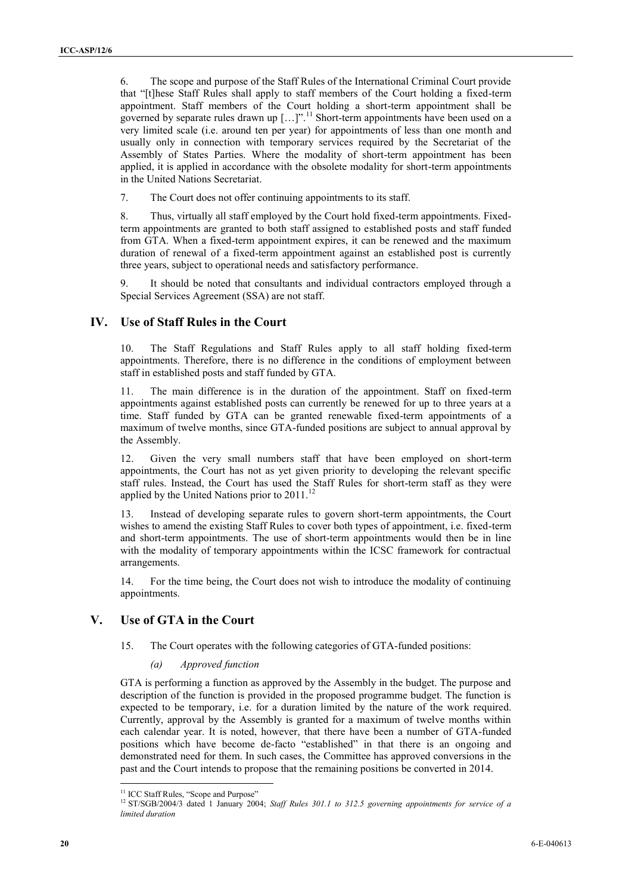6. The scope and purpose of the Staff Rules of the International Criminal Court provide that "[t]hese Staff Rules shall apply to staff members of the Court holding a fixed-term appointment. Staff members of the Court holding a short-term appointment shall be governed by separate rules drawn up […]".[11] Short-term appointments have been used on a very limited scale (i.e. around ten per year) for appointments of less than one month and usually only in connection with temporary services required by the Secretariat of the Assembly of States Parties. Where the modality of short-term appointment has been applied, it is applied in accordance with the obsolete modality for short-term appointments in the United Nations Secretariat.

7. The Court does not offer continuing appointments to its staff.

8. Thus, virtually all staff employed by the Court hold fixed-term appointments. Fixed-term appointments are granted to both staff assigned to established posts and staff funded from GTA. When a fixed-term appointment expires, it can be renewed and the maximum duration of renewal of a fixed-term appointment against an established post is currently three years, subject to operational needs and satisfactory performance.

9. It should be noted that consultants and individual contractors employed through a Special Services Agreement (SSA) are not staff.

## IV. Use of Staff Rules in the Court

10. The Staff Regulations and Staff Rules apply to all staff holding fixed-term appointments. Therefore, there is no difference in the conditions of employment between staff in established posts and staff funded by GTA.

11. The main difference is in the duration of the appointment. Staff on fixed-term appointments against established posts can currently be renewed for up to three years at a time. Staff funded by GTA can be granted renewable fixed-term appointments of a maximum of twelve months, since GTA-funded positions are subject to annual approval by the Assembly.

12. Given the very small numbers staff that have been employed on short-term appointments, the Court has not as yet given priority to developing the relevant specific staff rules. Instead, the Court has used the Staff Rules for short-term staff as they were applied by the United Nations prior to 2011.[12]

13. Instead of developing separate rules to govern short-term appointments, the Court wishes to amend the existing Staff Rules to cover both types of appointment, i.e. fixed-term and short-term appointments. The use of short-term appointments would then be in line with the modality of temporary appointments within the ICSC framework for contractual arrangements.

14. For the time being, the Court does not wish to introduce the modality of continuing appointments.

## V. Use of GTA in the Court

15. The Court operates with the following categories of GTA-funded positions:

*(a) Approved function*

GTA is performing a function as approved by the Assembly in the budget. The purpose and description of the function is provided in the proposed programme budget. The function is expected to be temporary, i.e. for a duration limited by the nature of the work required. Currently, approval by the Assembly is granted for a maximum of twelve months within each calendar year. It is noted, however, that there have been a number of GTA-funded positions which have become de-facto "established" in that there is an ongoing and demonstrated need for them. In such cases, the Committee has approved conversions in the past and the Court intends to propose that the remaining positions be converted in 2014.

[11] ICC Staff Rules, "Scope and Purpose"

[12] ST/SGB/2004/3 dated 1 January 2004; *Staff Rules 301.1 to 312.5 governing appointments for service of a limited duration*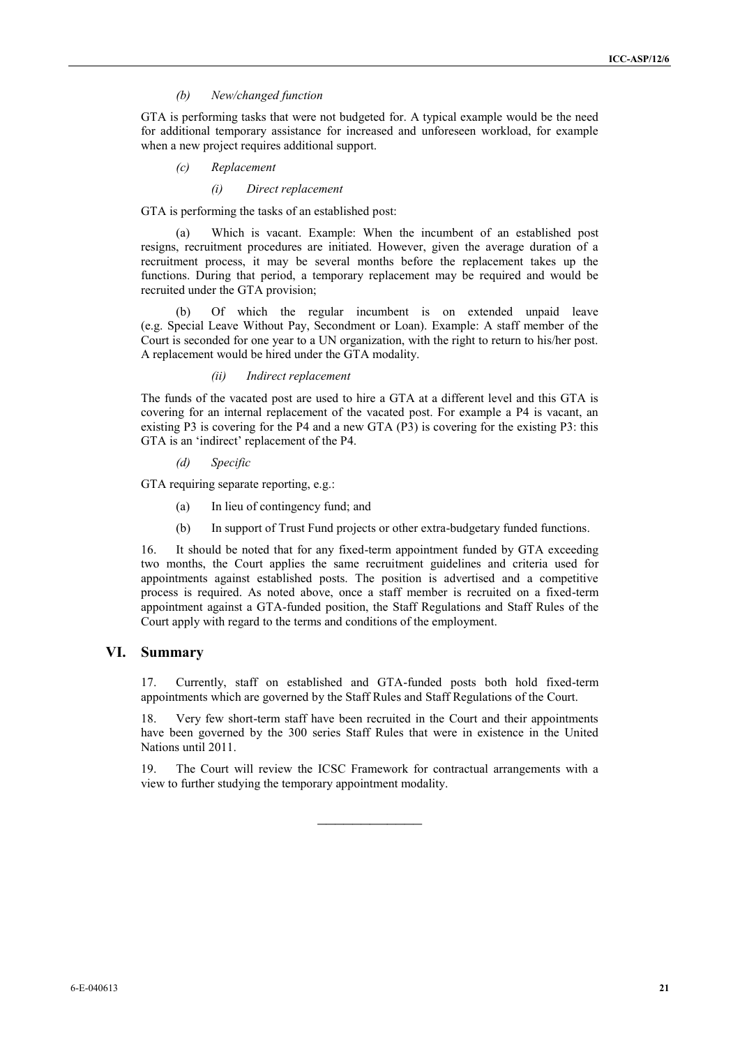*(b) New/changed function*

GTA is performing tasks that were not budgeted for. A typical example would be the need for additional temporary assistance for increased and unforeseen workload, for example when a new project requires additional support.

*(c) Replacement*

*(i) Direct replacement*

GTA is performing the tasks of an established post:

(a) Which is vacant. Example: When the incumbent of an established post resigns, recruitment procedures are initiated. However, given the average duration of a recruitment process, it may be several months before the replacement takes up the functions. During that period, a temporary replacement may be required and would be recruited under the GTA provision;

(b) Of which the regular incumbent is on extended unpaid leave (e.g. Special Leave Without Pay, Secondment or Loan). Example: A staff member of the Court is seconded for one year to a UN organization, with the right to return to his/her post. A replacement would be hired under the GTA modality.

*(ii) Indirect replacement*

The funds of the vacated post are used to hire a GTA at a different level and this GTA is covering for an internal replacement of the vacated post. For example a P4 is vacant, an existing P3 is covering for the P4 and a new GTA (P3) is covering for the existing P3: this GTA is an 'indirect' replacement of the P4.

*(d) Specific*

GTA requiring separate reporting, e.g.:

(a) In lieu of contingency fund; and

(b) In support of Trust Fund projects or other extra-budgetary funded functions.

16. It should be noted that for any fixed-term appointment funded by GTA exceeding two months, the Court applies the same recruitment guidelines and criteria used for appointments against established posts. The position is advertised and a competitive process is required. As noted above, once a staff member is recruited on a fixed-term appointment against a GTA-funded position, the Staff Regulations and Staff Rules of the Court apply with regard to the terms and conditions of the employment.

## VI. Summary

17. Currently, staff on established and GTA-funded posts both hold fixed-term appointments which are governed by the Staff Rules and Staff Regulations of the Court.

18. Very few short-term staff have been recruited in the Court and their appointments have been governed by the 300 series Staff Rules that were in existence in the United Nations until 2011.

19. The Court will review the ICSC Framework for contractual arrangements with a view to further studying the temporary appointment modality.

\_\_\_\_\_\_\_\_\_\_\_\_\_\_\_\_